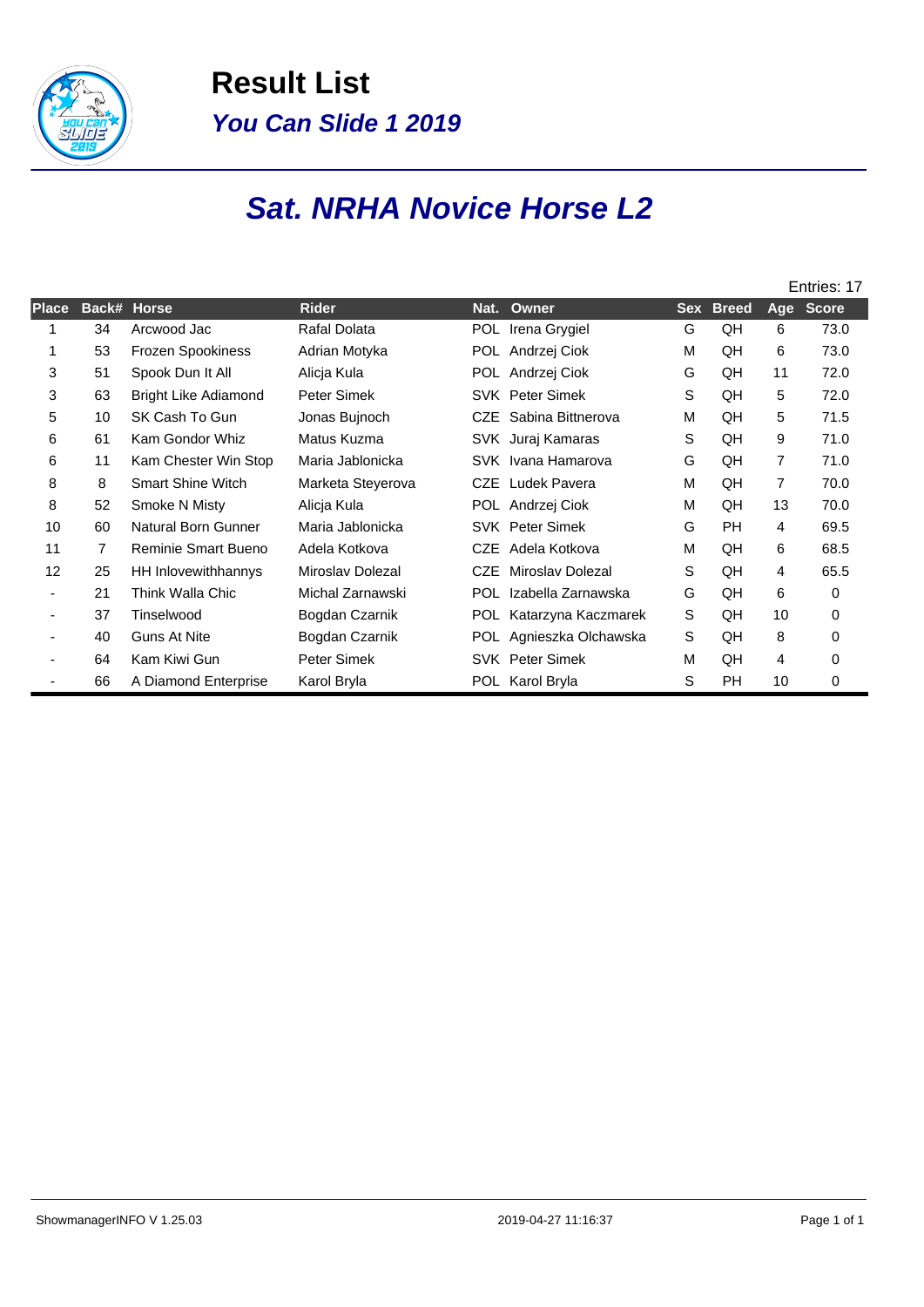# Result List

## *You Can Slide 1 2019*

## *Sat. NRHA Novice Horse L2*

Entries: 17

| Place | Back# | Horse | Rider | Nat. | Owner | Sex | Breed | Age | Score |
|---|---|---|---|---|---|---|---|---|---|
| 1 | 34 | Arcwood Jac | Rafal Dolata | POL | Irena Grygiel | G | QH | 6 | 73.0 |
| 1 | 53 | Frozen Spookiness | Adrian Motyka | POL | Andrzej Ciok | M | QH | 6 | 73.0 |
| 3 | 51 | Spook Dun It All | Alicja Kula | POL | Andrzej Ciok | G | QH | 11 | 72.0 |
| 3 | 63 | Bright Like Adiamond | Peter Simek | SVK | Peter Simek | S | QH | 5 | 72.0 |
| 5 | 10 | SK Cash To Gun | Jonas Bujnoch | CZE | Sabina Bittnerova | M | QH | 5 | 71.5 |
| 6 | 61 | Kam Gondor Whiz | Matus Kuzma | SVK | Juraj Kamaras | S | QH | 9 | 71.0 |
| 6 | 11 | Kam Chester Win Stop | Maria Jablonicka | SVK | Ivana Hamarova | G | QH | 7 | 71.0 |
| 8 | 8 | Smart Shine Witch | Marketa Steyerova | CZE | Ludek Pavera | M | QH | 7 | 70.0 |
| 8 | 52 | Smoke N Misty | Alicja Kula | POL | Andrzej Ciok | M | QH | 13 | 70.0 |
| 10 | 60 | Natural Born Gunner | Maria Jablonicka | SVK | Peter Simek | G | PH | 4 | 69.5 |
| 11 | 7 | Reminie Smart Bueno | Adela Kotkova | CZE | Adela Kotkova | M | QH | 6 | 68.5 |
| 12 | 25 | HH Inlovewithhannys | Miroslav Dolezal | CZE | Miroslav Dolezal | S | QH | 4 | 65.5 |
| - | 21 | Think Walla Chic | Michal Zarnawski | POL | Izabella Zarnawska | G | QH | 6 | 0 |
| - | 37 | Tinselwood | Bogdan Czarnik | POL | Katarzyna Kaczmarek | S | QH | 10 | 0 |
| - | 40 | Guns At Nite | Bogdan Czarnik | POL | Agnieszka Olchawska | S | QH | 8 | 0 |
| - | 64 | Kam Kiwi Gun | Peter Simek | SVK | Peter Simek | M | QH | 4 | 0 |
| - | 66 | A Diamond Enterprise | Karol Bryla | POL | Karol Bryla | S | PH | 10 | 0 |

ShowmanagerINFO V 1.25.03 2019-04-27 11:16:37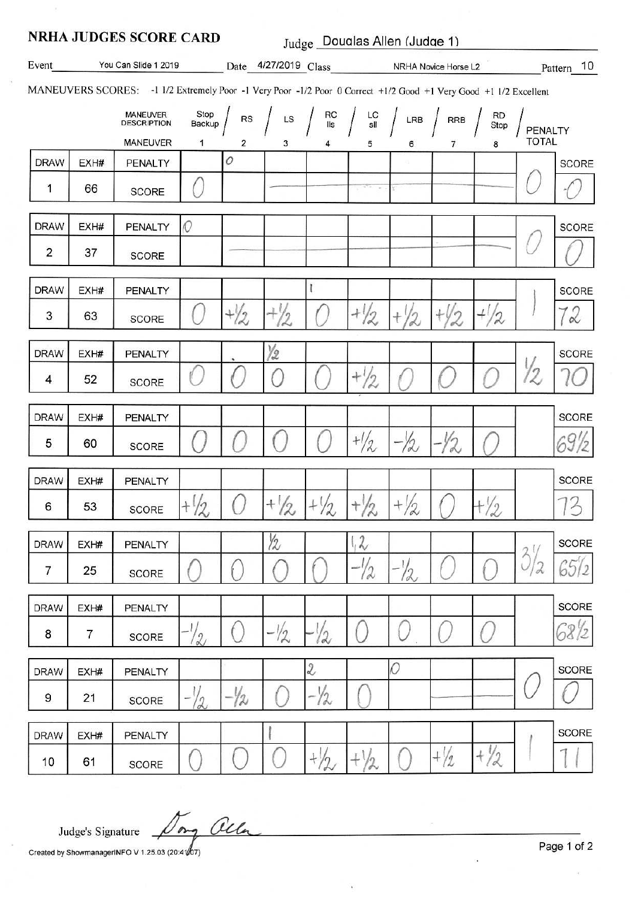# NRHA JUDGES SCORE CARD

Judge Douglas Allen (Judge 1)

Event You Can Slide 1 2019 Date 4/27/2019 Class NRHA Novice Horse L2 Pattern 10

MANEUVERS SCORES: -1 1/2 Extremely Poor -1 Very Poor -1/2 Poor 0 Correct +1/2 Good +1 Very Good +1 1/2 Excellent

| DRAW | EXH# | MANEUVER DESCRIPTION | Stop Backup | RS | LS | RC lls | LC sll | LRB | RRB | RD Stop | PENALTY TOTAL | SCORE |
|---|---|---|---|---|---|---|---|---|---|---|---|---|
| | | MANEUVER | 1 | 2 | 3 | 4 | 5 | 6 | 7 | 8 | | |
| 1 | 66 | PENALTY | | 0 | | | | | | | 0 | 0 |
| | | SCORE | 0 | | | | | | | | | |
| 2 | 37 | PENALTY | 0 | | | | | | | | 0 | 0 |
| | | SCORE | | | | | | | | | | |
| 3 | 63 | PENALTY | | | | 1 | | | | | 1 | 72 |
| | | SCORE | 0 | +1/2 | +1/2 | 0 | +1/2 | +1/2 | +1/2 | +1/2 | | |
| 4 | 52 | PENALTY | | | 1/2 | | | | | | 1/2 | 70 |
| | | SCORE | 0 | 0 | 0 | 0 | +1/2 | 0 | 0 | 0 | | |
| 5 | 60 | PENALTY | | | | | | | | | | 69 1/2 |
| | | SCORE | 0 | 0 | 0 | 0 | +1/2 | -1/2 | -1/2 | 0 | | |
| 6 | 53 | PENALTY | | | | | | | | | | 73 |
| | | SCORE | +1/2 | 0 | +1/2 | +1/2 | +1/2 | +1/2 | 0 | +1/2 | | |
| 7 | 25 | PENALTY | | | 1/2 | | 1, 2 | | | | 3 1/2 | 65 1/2 |
| | | SCORE | 0 | 0 | 0 | 0 | -1/2 | -1/2 | 0 | 0 | | |
| 8 | 7 | PENALTY | | | | | | | | | | 68 1/2 |
| | | SCORE | -1/2 | 0 | -1/2 | -1/2 | 0 | 0 | 0 | 0 | | |
| 9 | 21 | PENALTY | | | | 2 | | 0 | | | 0 | 0 |
| | | SCORE | -1/2 | -1/2 | 0 | -1/2 | 0 | | | | | |
| 10 | 61 | PENALTY | | | 1 | | | | | | 1 | 71 |
| | | SCORE | 0 | 0 | 0 | +1/2 | +1/2 | 0 | +1/2 | +1/2 | | |

Judge's Signature *Doug Allen*

Created by ShowmanagerINFO V 1.25.03 (20:41:07)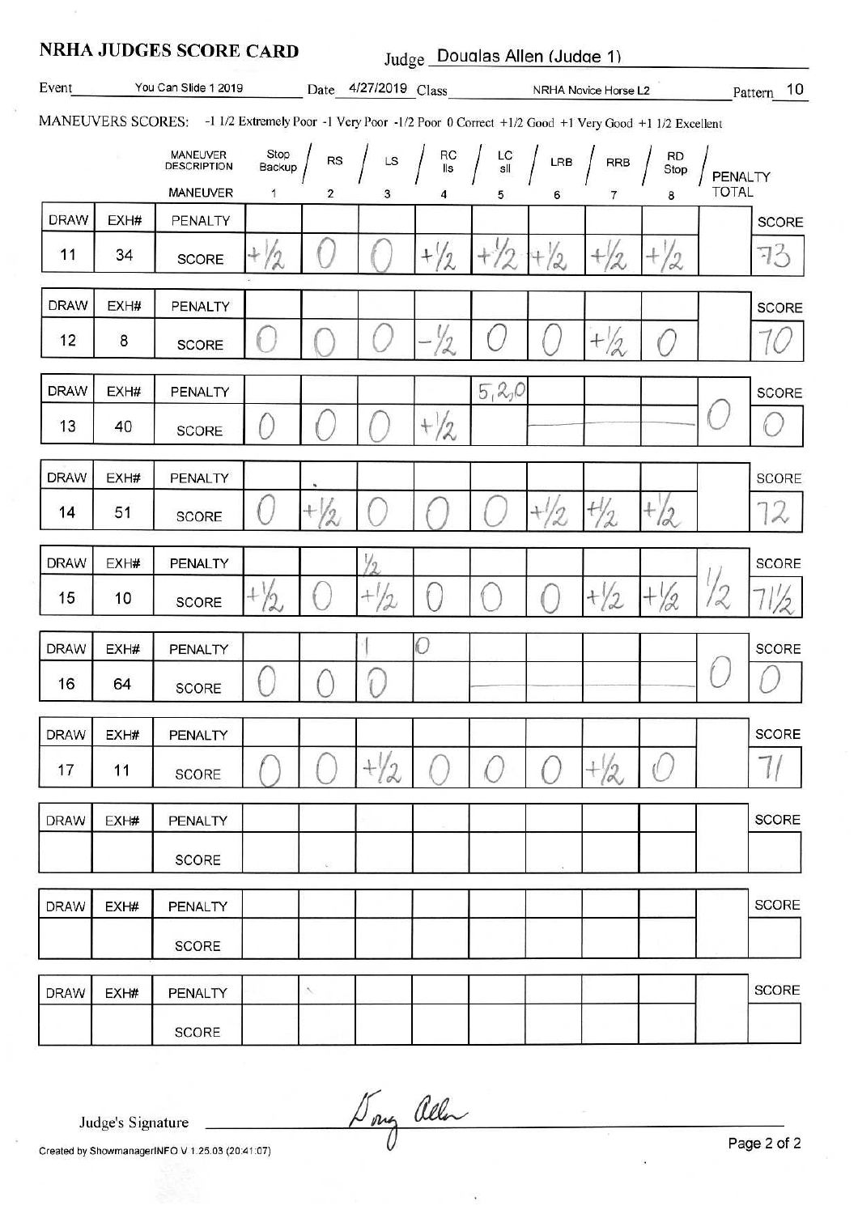# NRHA JUDGES SCORE CARD

Judge Douglas Allen (Judge 1)

Event You Can Slide 1 2019 Date 4/27/2019 Class NRHA Novice Horse L2 Pattern 10

MANEUVERS SCORES: -1 1/2 Extremely Poor -1 Very Poor -1/2 Poor 0 Correct +1/2 Good +1 Very Good +1 1/2 Excellent

| DRAW | EXH# | MANEUVER DESCRIPTION | Stop Backup | RS | LS | RC lls | LC sll | LRB | RRB | RD Stop | PENALTY TOTAL | SCORE |
|---|---|---|---|---|---|---|---|---|---|---|---|---|
| | | MANEUVER | 1 | 2 | 3 | 4 | 5 | 6 | 7 | 8 | | |
| 11 | 34 | PENALTY | | | | | | | | | | |
| | | SCORE | +1/2 | 0 | 0 | +1/2 | +1/2 | +1/2 | +1/2 | +1/2 | | 73 |
| 12 | 8 | PENALTY | | | | | | | | | | |
| | | SCORE | 0 | 0 | 0 | -1/2 | 0 | 0 | +1/2 | 0 | | 70 |
| 13 | 40 | PENALTY | | | | | 5,2,0 | | | | 0 | |
| | | SCORE | 0 | 0 | 0 | +1/2 | | | | | | 0 |
| 14 | 51 | PENALTY | | | | | | | | | | |
| | | SCORE | 0 | +1/2 | 0 | 0 | 0 | +1/2 | +1/2 | +1/2 | | 72 |
| 15 | 10 | PENALTY | | | 1/2 | | | | | | 1/2 | |
| | | SCORE | +1/2 | 0 | +1/2 | 0 | 0 | 0 | +1/2 | +1/2 | | 71 1/2 |
| 16 | 64 | PENALTY | | | 1 | 0 | | | | | 0 | |
| | | SCORE | 0 | 0 | 0 | | | | | | | 0 |
| 17 | 11 | PENALTY | | | | | | | | | | |
| | | SCORE | 0 | 0 | +1/2 | 0 | 0 | 0 | +1/2 | 0 | | 71 |
| | | PENALTY | | | | | | | | | | |
| | | SCORE | | | | | | | | | | |
| | | PENALTY | | | | | | | | | | |
| | | SCORE | | | | | | | | | | |
| | | PENALTY | | | | | | | | | | |
| | | SCORE | | | | | | | | | | |

Judge's Signature Doug Allen

Created by ShowmanagerINFO V 1.25.03 (20:41:07)